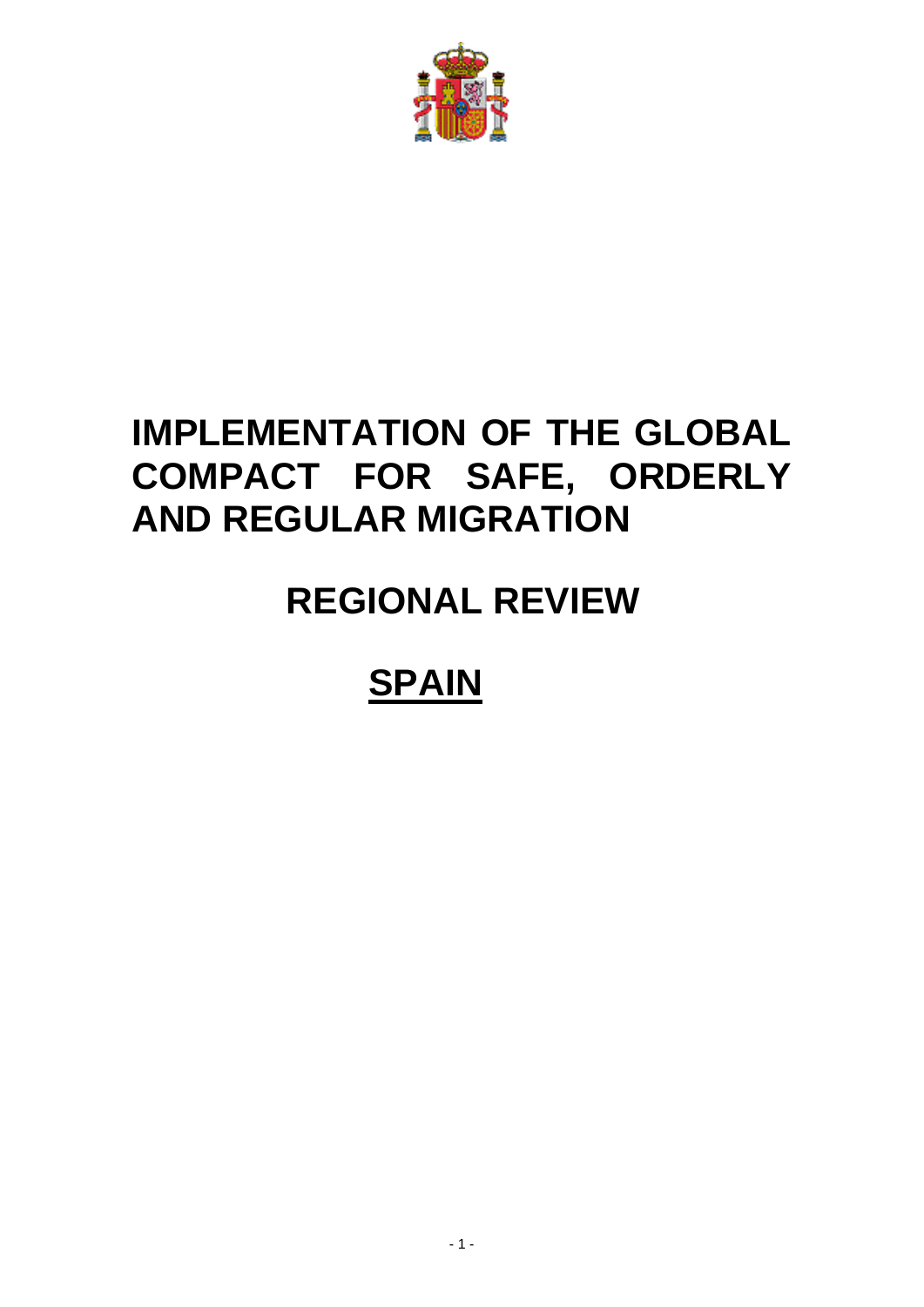# IMPLEMENTATION OF THE GLOBAL COMPACT FOR SAFE, ORDERLY AND REGULAR MIGRATION

## REGIONAL REVIEW

## SPAIN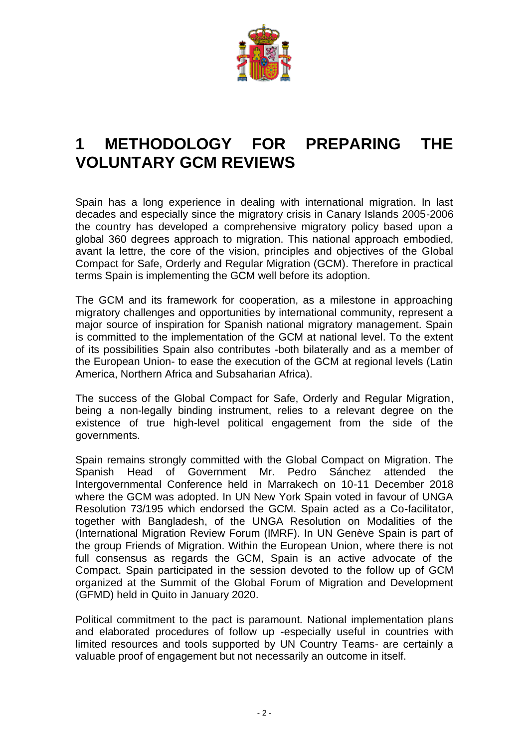# 1 METHODOLOGY FOR PREPARING THE VOLUNTARY GCM REVIEWS

Spain has a long experience in dealing with international migration. In last decades and especially since the migratory crisis in Canary Islands 2005-2006 the country has developed a comprehensive migratory policy based upon a global 360 degrees approach to migration. This national approach embodied, avant la lettre, the core of the vision, principles and objectives of the Global Compact for Safe, Orderly and Regular Migration (GCM). Therefore in practical terms Spain is implementing the GCM well before its adoption.

The GCM and its framework for cooperation, as a milestone in approaching migratory challenges and opportunities by international community, represent a major source of inspiration for Spanish national migratory management. Spain is committed to the implementation of the GCM at national level. To the extent of its possibilities Spain also contributes -both bilaterally and as a member of the European Union- to ease the execution of the GCM at regional levels (Latin America, Northern Africa and Subsaharian Africa).

The success of the Global Compact for Safe, Orderly and Regular Migration, being a non-legally binding instrument, relies to a relevant degree on the existence of true high-level political engagement from the side of the governments.

Spain remains strongly committed with the Global Compact on Migration. The Spanish Head of Government Mr. Pedro Sánchez attended the Intergovernmental Conference held in Marrakech on 10-11 December 2018 where the GCM was adopted. In UN New York Spain voted in favour of UNGA Resolution 73/195 which endorsed the GCM. Spain acted as a Co-facilitator, together with Bangladesh, of the UNGA Resolution on Modalities of the (International Migration Review Forum (IMRF). In UN Genève Spain is part of the group Friends of Migration. Within the European Union, where there is not full consensus as regards the GCM, Spain is an active advocate of the Compact. Spain participated in the session devoted to the follow up of GCM organized at the Summit of the Global Forum of Migration and Development (GFMD) held in Quito in January 2020.

Political commitment to the pact is paramount. National implementation plans and elaborated procedures of follow up -especially useful in countries with limited resources and tools supported by UN Country Teams- are certainly a valuable proof of engagement but not necessarily an outcome in itself.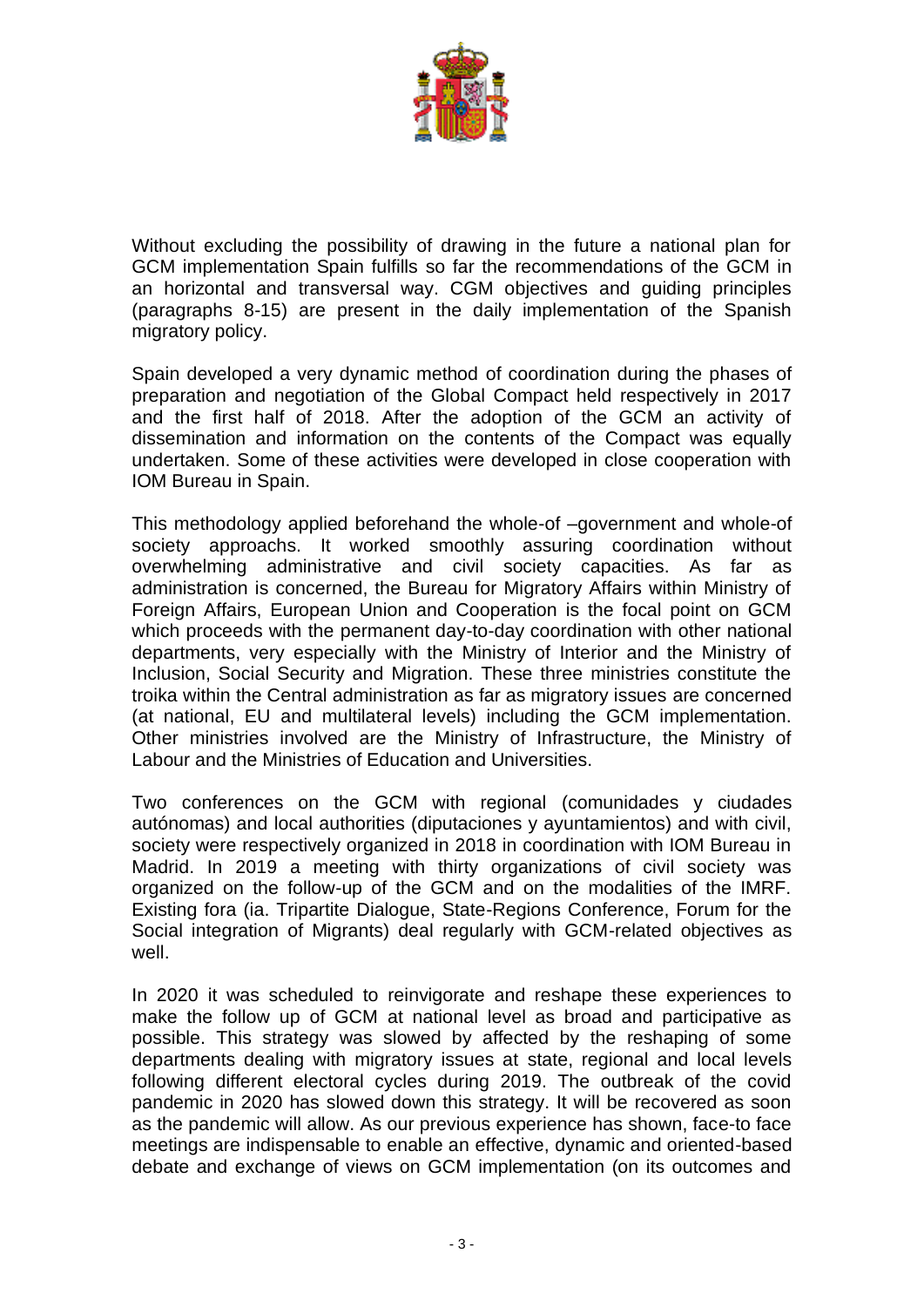Without excluding the possibility of drawing in the future a national plan for GCM implementation Spain fulfills so far the recommendations of the GCM in an horizontal and transversal way. CGM objectives and guiding principles (paragraphs 8-15) are present in the daily implementation of the Spanish migratory policy.

Spain developed a very dynamic method of coordination during the phases of preparation and negotiation of the Global Compact held respectively in 2017 and the first half of 2018. After the adoption of the GCM an activity of dissemination and information on the contents of the Compact was equally undertaken. Some of these activities were developed in close cooperation with IOM Bureau in Spain.

This methodology applied beforehand the whole-of –government and whole-of society approachs. It worked smoothly assuring coordination without overwhelming administrative and civil society capacities. As far as administration is concerned, the Bureau for Migratory Affairs within Ministry of Foreign Affairs, European Union and Cooperation is the focal point on GCM which proceeds with the permanent day-to-day coordination with other national departments, very especially with the Ministry of Interior and the Ministry of Inclusion, Social Security and Migration. These three ministries constitute the troika within the Central administration as far as migratory issues are concerned (at national, EU and multilateral levels) including the GCM implementation. Other ministries involved are the Ministry of Infrastructure, the Ministry of Labour and the Ministries of Education and Universities.

Two conferences on the GCM with regional (comunidades y ciudades autónomas) and local authorities (diputaciones y ayuntamientos) and with civil, society were respectively organized in 2018 in coordination with IOM Bureau in Madrid. In 2019 a meeting with thirty organizations of civil society was organized on the follow-up of the GCM and on the modalities of the IMRF. Existing fora (ia. Tripartite Dialogue, State-Regions Conference, Forum for the Social integration of Migrants) deal regularly with GCM-related objectives as well.

In 2020 it was scheduled to reinvigorate and reshape these experiences to make the follow up of GCM at national level as broad and participative as possible. This strategy was slowed by affected by the reshaping of some departments dealing with migratory issues at state, regional and local levels following different electoral cycles during 2019. The outbreak of the covid pandemic in 2020 has slowed down this strategy. It will be recovered as soon as the pandemic will allow. As our previous experience has shown, face-to face meetings are indispensable to enable an effective, dynamic and oriented-based debate and exchange of views on GCM implementation (on its outcomes and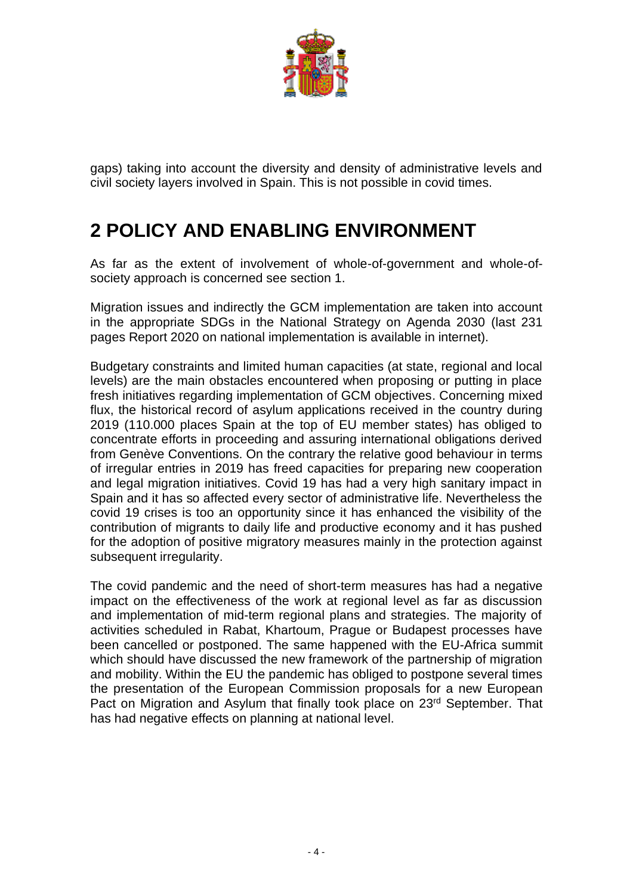gaps) taking into account the diversity and density of administrative levels and civil society layers involved in Spain. This is not possible in covid times.

# 2 POLICY AND ENABLING ENVIRONMENT

As far as the extent of involvement of whole-of-government and whole-of-society approach is concerned see section 1.

Migration issues and indirectly the GCM implementation are taken into account in the appropriate SDGs in the National Strategy on Agenda 2030 (last 231 pages Report 2020 on national implementation is available in internet).

Budgetary constraints and limited human capacities (at state, regional and local levels) are the main obstacles encountered when proposing or putting in place fresh initiatives regarding implementation of GCM objectives. Concerning mixed flux, the historical record of asylum applications received in the country during 2019 (110.000 places Spain at the top of EU member states) has obliged to concentrate efforts in proceeding and assuring international obligations derived from Genève Conventions. On the contrary the relative good behaviour in terms of irregular entries in 2019 has freed capacities for preparing new cooperation and legal migration initiatives. Covid 19 has had a very high sanitary impact in Spain and it has so affected every sector of administrative life. Nevertheless the covid 19 crises is too an opportunity since it has enhanced the visibility of the contribution of migrants to daily life and productive economy and it has pushed for the adoption of positive migratory measures mainly in the protection against subsequent irregularity.

The covid pandemic and the need of short-term measures has had a negative impact on the effectiveness of the work at regional level as far as discussion and implementation of mid-term regional plans and strategies. The majority of activities scheduled in Rabat, Khartoum, Prague or Budapest processes have been cancelled or postponed. The same happened with the EU-Africa summit which should have discussed the new framework of the partnership of migration and mobility. Within the EU the pandemic has obliged to postpone several times the presentation of the European Commission proposals for a new European Pact on Migration and Asylum that finally took place on 23rd September. That has had negative effects on planning at national level.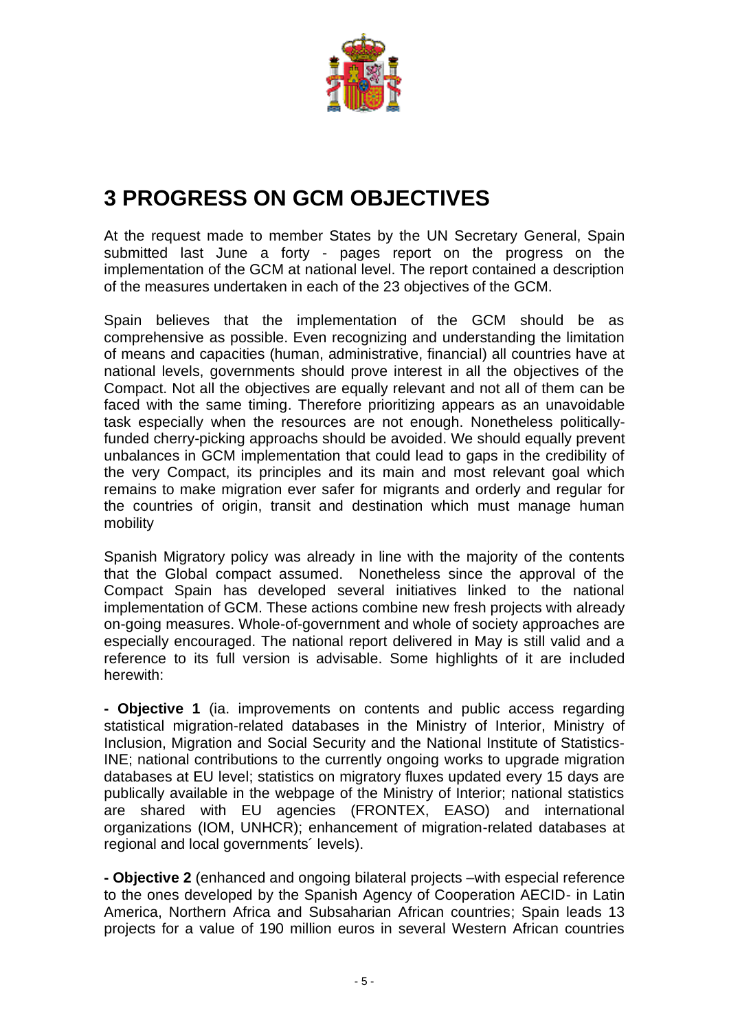# 3 PROGRESS ON GCM OBJECTIVES

At the request made to member States by the UN Secretary General, Spain submitted last June a forty - pages report on the progress on the implementation of the GCM at national level. The report contained a description of the measures undertaken in each of the 23 objectives of the GCM.

Spain believes that the implementation of the GCM should be as comprehensive as possible. Even recognizing and understanding the limitation of means and capacities (human, administrative, financial) all countries have at national levels, governments should prove interest in all the objectives of the Compact. Not all the objectives are equally relevant and not all of them can be faced with the same timing. Therefore prioritizing appears as an unavoidable task especially when the resources are not enough. Nonetheless politically-funded cherry-picking approachs should be avoided. We should equally prevent unbalances in GCM implementation that could lead to gaps in the credibility of the very Compact, its principles and its main and most relevant goal which remains to make migration ever safer for migrants and orderly and regular for the countries of origin, transit and destination which must manage human mobility

Spanish Migratory policy was already in line with the majority of the contents that the Global compact assumed. Nonetheless since the approval of the Compact Spain has developed several initiatives linked to the national implementation of GCM. These actions combine new fresh projects with already on-going measures. Whole-of-government and whole of society approaches are especially encouraged. The national report delivered in May is still valid and a reference to its full version is advisable. Some highlights of it are included herewith:

**- Objective 1** (ia. improvements on contents and public access regarding statistical migration-related databases in the Ministry of Interior, Ministry of Inclusion, Migration and Social Security and the National Institute of Statistics-INE; national contributions to the currently ongoing works to upgrade migration databases at EU level; statistics on migratory fluxes updated every 15 days are publically available in the webpage of the Ministry of Interior; national statistics are shared with EU agencies (FRONTEX, EASO) and international organizations (IOM, UNHCR); enhancement of migration-related databases at regional and local governments´ levels).

**- Objective 2** (enhanced and ongoing bilateral projects –with especial reference to the ones developed by the Spanish Agency of Cooperation AECID- in Latin America, Northern Africa and Subsaharian African countries; Spain leads 13 projects for a value of 190 million euros in several Western African countries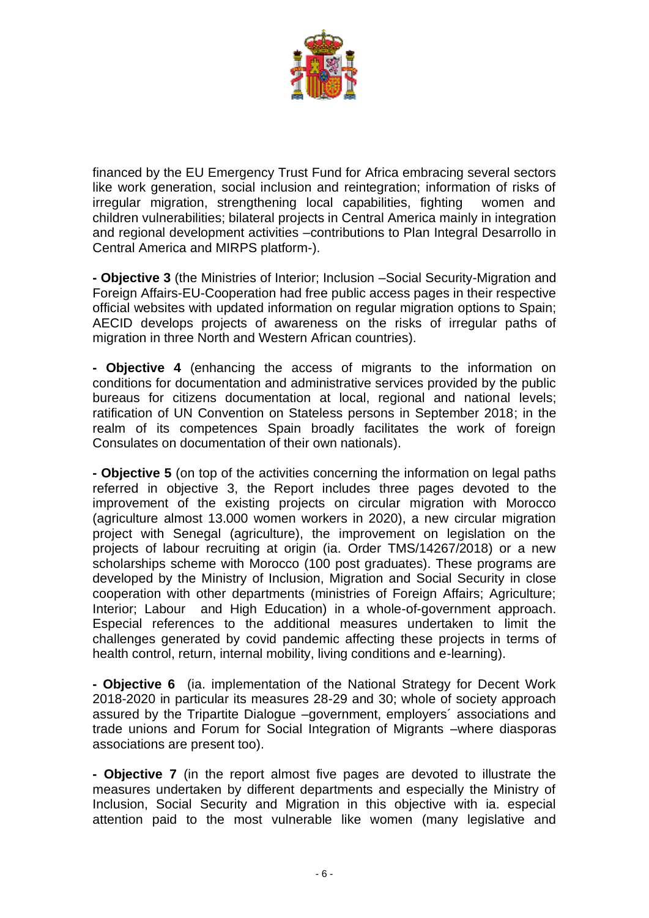financed by the EU Emergency Trust Fund for Africa embracing several sectors like work generation, social inclusion and reintegration; information of risks of irregular migration, strengthening local capabilities, fighting women and children vulnerabilities; bilateral projects in Central America mainly in integration and regional development activities –contributions to Plan Integral Desarrollo in Central America and MIRPS platform-).

**- Objective 3** (the Ministries of Interior; Inclusion –Social Security-Migration and Foreign Affairs-EU-Cooperation had free public access pages in their respective official websites with updated information on regular migration options to Spain; AECID develops projects of awareness on the risks of irregular paths of migration in three North and Western African countries).

**- Objective 4** (enhancing the access of migrants to the information on conditions for documentation and administrative services provided by the public bureaus for citizens documentation at local, regional and national levels; ratification of UN Convention on Stateless persons in September 2018; in the realm of its competences Spain broadly facilitates the work of foreign Consulates on documentation of their own nationals).

**- Objective 5** (on top of the activities concerning the information on legal paths referred in objective 3, the Report includes three pages devoted to the improvement of the existing projects on circular migration with Morocco (agriculture almost 13.000 women workers in 2020), a new circular migration project with Senegal (agriculture), the improvement on legislation on the projects of labour recruiting at origin (ia. Order TMS/14267/2018) or a new scholarships scheme with Morocco (100 post graduates). These programs are developed by the Ministry of Inclusion, Migration and Social Security in close cooperation with other departments (ministries of Foreign Affairs; Agriculture; Interior; Labour and High Education) in a whole-of-government approach. Especial references to the additional measures undertaken to limit the challenges generated by covid pandemic affecting these projects in terms of health control, return, internal mobility, living conditions and e-learning).

**- Objective 6** (ia. implementation of the National Strategy for Decent Work 2018-2020 in particular its measures 28-29 and 30; whole of society approach assured by the Tripartite Dialogue –government, employers´ associations and trade unions and Forum for Social Integration of Migrants –where diasporas associations are present too).

**- Objective 7** (in the report almost five pages are devoted to illustrate the measures undertaken by different departments and especially the Ministry of Inclusion, Social Security and Migration in this objective with ia. especial attention paid to the most vulnerable like women (many legislative and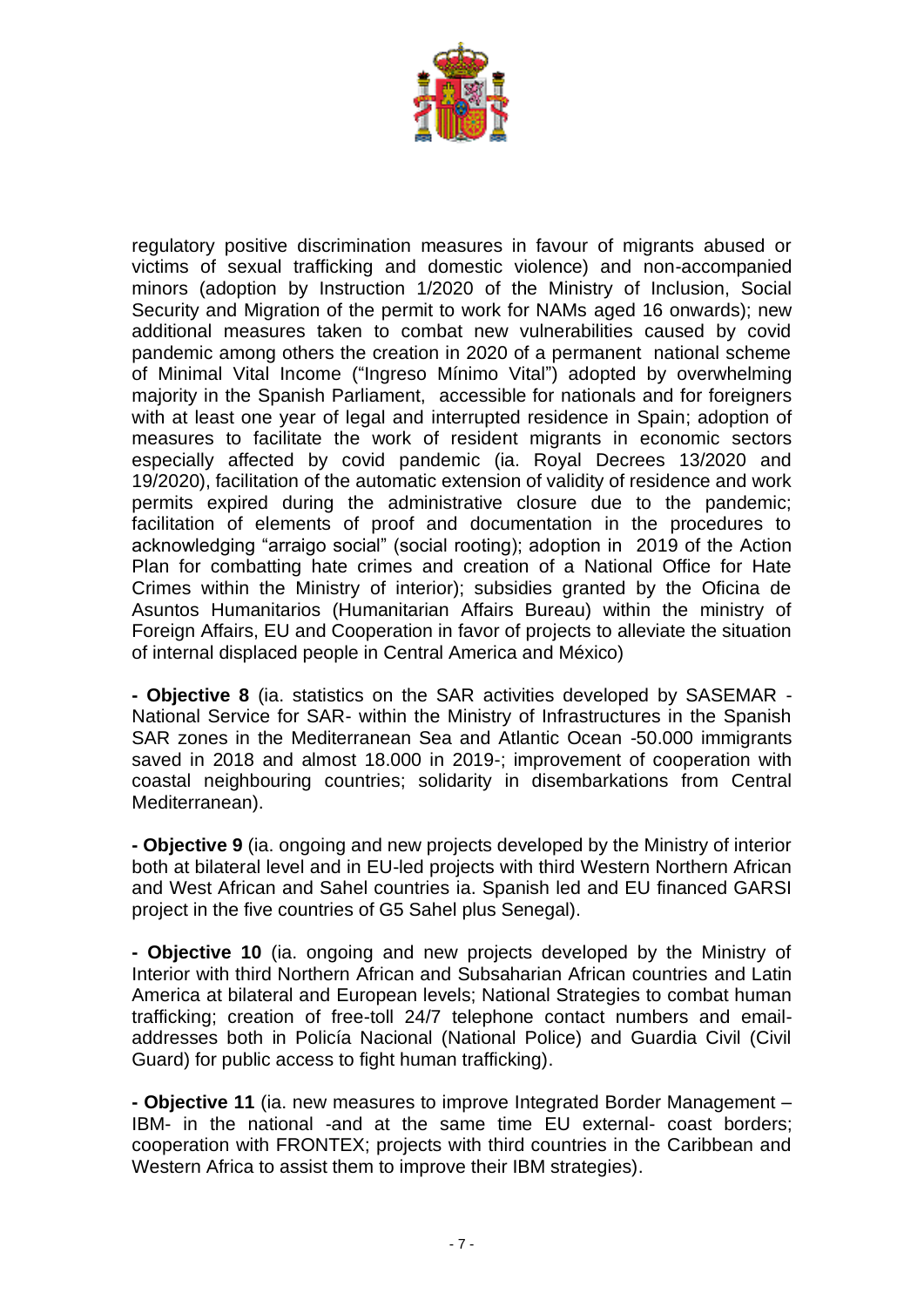regulatory positive discrimination measures in favour of migrants abused or victims of sexual trafficking and domestic violence) and non-accompanied minors (adoption by Instruction 1/2020 of the Ministry of Inclusion, Social Security and Migration of the permit to work for NAMs aged 16 onwards); new additional measures taken to combat new vulnerabilities caused by covid pandemic among others the creation in 2020 of a permanent national scheme of Minimal Vital Income ("Ingreso Mínimo Vital") adopted by overwhelming majority in the Spanish Parliament, accessible for nationals and for foreigners with at least one year of legal and interrupted residence in Spain; adoption of measures to facilitate the work of resident migrants in economic sectors especially affected by covid pandemic (ia. Royal Decrees 13/2020 and 19/2020), facilitation of the automatic extension of validity of residence and work permits expired during the administrative closure due to the pandemic; facilitation of elements of proof and documentation in the procedures to acknowledging "arraigo social" (social rooting); adoption in 2019 of the Action Plan for combatting hate crimes and creation of a National Office for Hate Crimes within the Ministry of interior); subsidies granted by the Oficina de Asuntos Humanitarios (Humanitarian Affairs Bureau) within the ministry of Foreign Affairs, EU and Cooperation in favor of projects to alleviate the situation of internal displaced people in Central America and México)

**- Objective 8** (ia. statistics on the SAR activities developed by SASEMAR - National Service for SAR- within the Ministry of Infrastructures in the Spanish SAR zones in the Mediterranean Sea and Atlantic Ocean -50.000 immigrants saved in 2018 and almost 18.000 in 2019-; improvement of cooperation with coastal neighbouring countries; solidarity in disembarkations from Central Mediterranean).

**- Objective 9** (ia. ongoing and new projects developed by the Ministry of interior both at bilateral level and in EU-led projects with third Western Northern African and West African and Sahel countries ia. Spanish led and EU financed GARSI project in the five countries of G5 Sahel plus Senegal).

**- Objective 10** (ia. ongoing and new projects developed by the Ministry of Interior with third Northern African and Subsaharian African countries and Latin America at bilateral and European levels; National Strategies to combat human trafficking; creation of free-toll 24/7 telephone contact numbers and email-addresses both in Policía Nacional (National Police) and Guardia Civil (Civil Guard) for public access to fight human trafficking).

**- Objective 11** (ia. new measures to improve Integrated Border Management –IBM- in the national -and at the same time EU external- coast borders; cooperation with FRONTEX; projects with third countries in the Caribbean and Western Africa to assist them to improve their IBM strategies).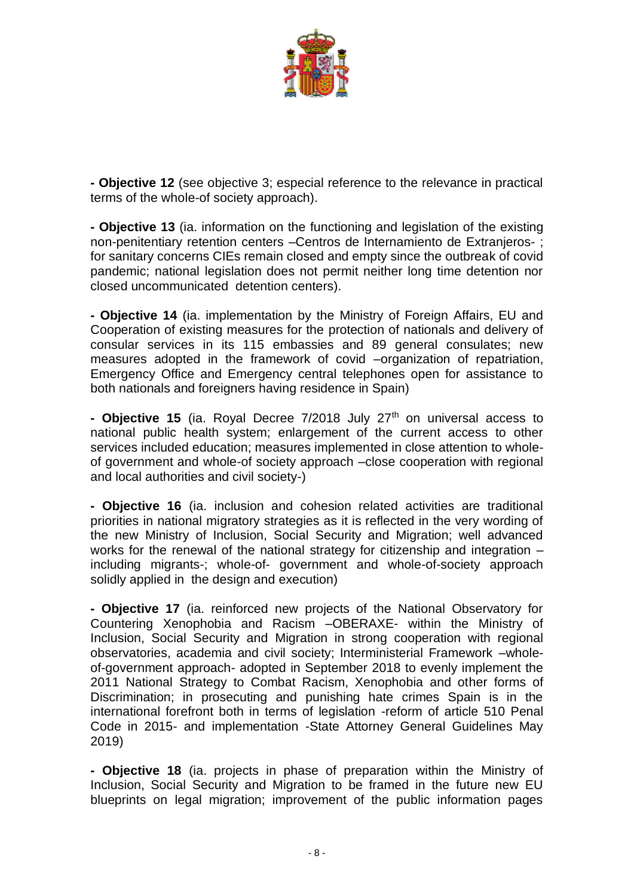**- Objective 12** (see objective 3; especial reference to the relevance in practical terms of the whole-of society approach).

**- Objective 13** (ia. information on the functioning and legislation of the existing non-penitentiary retention centers –Centros de Internamiento de Extranjeros- ; for sanitary concerns CIEs remain closed and empty since the outbreak of covid pandemic; national legislation does not permit neither long time detention nor closed uncommunicated detention centers).

**- Objective 14** (ia. implementation by the Ministry of Foreign Affairs, EU and Cooperation of existing measures for the protection of nationals and delivery of consular services in its 115 embassies and 89 general consulates; new measures adopted in the framework of covid –organization of repatriation, Emergency Office and Emergency central telephones open for assistance to both nationals and foreigners having residence in Spain)

**- Objective 15** (ia. Royal Decree 7/2018 July 27th on universal access to national public health system; enlargement of the current access to other services included education; measures implemented in close attention to whole-of government and whole-of society approach –close cooperation with regional and local authorities and civil society-)

**- Objective 16** (ia. inclusion and cohesion related activities are traditional priorities in national migratory strategies as it is reflected in the very wording of the new Ministry of Inclusion, Social Security and Migration; well advanced works for the renewal of the national strategy for citizenship and integration –including migrants-; whole-of- government and whole-of-society approach solidly applied in the design and execution)

**- Objective 17** (ia. reinforced new projects of the National Observatory for Countering Xenophobia and Racism –OBERAXE- within the Ministry of Inclusion, Social Security and Migration in strong cooperation with regional observatories, academia and civil society; Interministerial Framework –whole-of-government approach- adopted in September 2018 to evenly implement the 2011 National Strategy to Combat Racism, Xenophobia and other forms of Discrimination; in prosecuting and punishing hate crimes Spain is in the international forefront both in terms of legislation -reform of article 510 Penal Code in 2015- and implementation -State Attorney General Guidelines May 2019)

**- Objective 18** (ia. projects in phase of preparation within the Ministry of Inclusion, Social Security and Migration to be framed in the future new EU blueprints on legal migration; improvement of the public information pages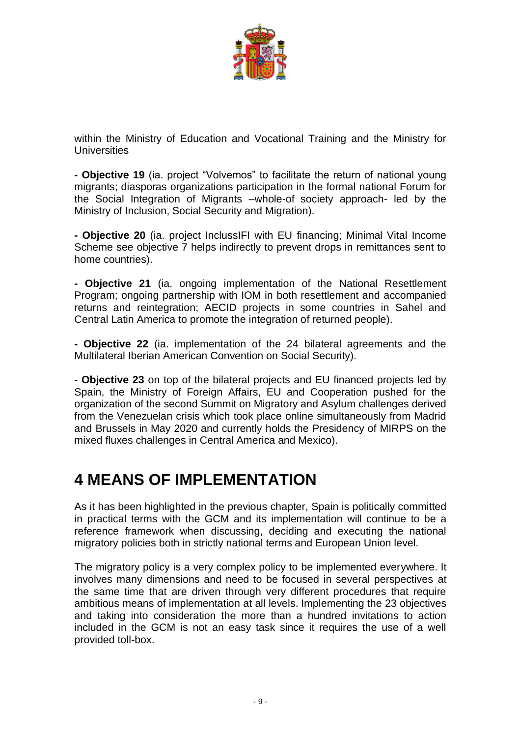within the Ministry of Education and Vocational Training and the Ministry for Universities

**- Objective 19** (ia. project "Volvemos" to facilitate the return of national young migrants; diasporas organizations participation in the formal national Forum for the Social Integration of Migrants –whole-of society approach- led by the Ministry of Inclusion, Social Security and Migration).

**- Objective 20** (ia. project InclussIFI with EU financing; Minimal Vital Income Scheme see objective 7 helps indirectly to prevent drops in remittances sent to home countries).

**- Objective 21** (ia. ongoing implementation of the National Resettlement Program; ongoing partnership with IOM in both resettlement and accompanied returns and reintegration; AECID projects in some countries in Sahel and Central Latin America to promote the integration of returned people).

**- Objective 22** (ia. implementation of the 24 bilateral agreements and the Multilateral Iberian American Convention on Social Security).

**- Objective 23** on top of the bilateral projects and EU financed projects led by Spain, the Ministry of Foreign Affairs, EU and Cooperation pushed for the organization of the second Summit on Migratory and Asylum challenges derived from the Venezuelan crisis which took place online simultaneously from Madrid and Brussels in May 2020 and currently holds the Presidency of MIRPS on the mixed fluxes challenges in Central America and Mexico).

# 4 MEANS OF IMPLEMENTATION

As it has been highlighted in the previous chapter, Spain is politically committed in practical terms with the GCM and its implementation will continue to be a reference framework when discussing, deciding and executing the national migratory policies both in strictly national terms and European Union level.

The migratory policy is a very complex policy to be implemented everywhere. It involves many dimensions and need to be focused in several perspectives at the same time that are driven through very different procedures that require ambitious means of implementation at all levels. Implementing the 23 objectives and taking into consideration the more than a hundred invitations to action included in the GCM is not an easy task since it requires the use of a well provided toll-box.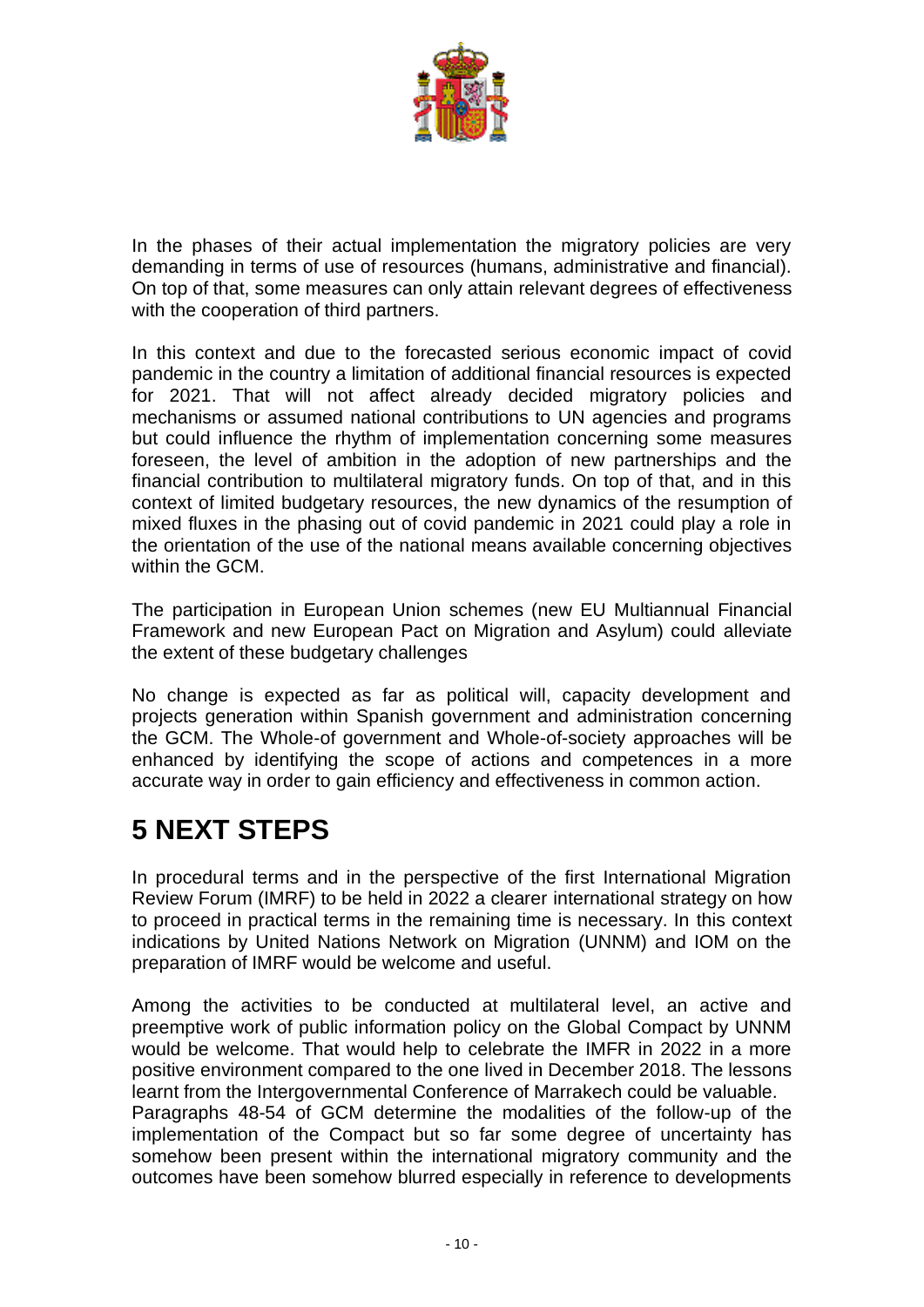In the phases of their actual implementation the migratory policies are very demanding in terms of use of resources (humans, administrative and financial). On top of that, some measures can only attain relevant degrees of effectiveness with the cooperation of third partners.

In this context and due to the forecasted serious economic impact of covid pandemic in the country a limitation of additional financial resources is expected for 2021. That will not affect already decided migratory policies and mechanisms or assumed national contributions to UN agencies and programs but could influence the rhythm of implementation concerning some measures foreseen, the level of ambition in the adoption of new partnerships and the financial contribution to multilateral migratory funds. On top of that, and in this context of limited budgetary resources, the new dynamics of the resumption of mixed fluxes in the phasing out of covid pandemic in 2021 could play a role in the orientation of the use of the national means available concerning objectives within the GCM.

The participation in European Union schemes (new EU Multiannual Financial Framework and new European Pact on Migration and Asylum) could alleviate the extent of these budgetary challenges

No change is expected as far as political will, capacity development and projects generation within Spanish government and administration concerning the GCM. The Whole-of government and Whole-of-society approaches will be enhanced by identifying the scope of actions and competences in a more accurate way in order to gain efficiency and effectiveness in common action.

# 5 NEXT STEPS

In procedural terms and in the perspective of the first International Migration Review Forum (IMRF) to be held in 2022 a clearer international strategy on how to proceed in practical terms in the remaining time is necessary. In this context indications by United Nations Network on Migration (UNNM) and IOM on the preparation of IMRF would be welcome and useful.

Among the activities to be conducted at multilateral level, an active and preemptive work of public information policy on the Global Compact by UNNM would be welcome. That would help to celebrate the IMFR in 2022 in a more positive environment compared to the one lived in December 2018. The lessons learnt from the Intergovernmental Conference of Marrakech could be valuable.
Paragraphs 48-54 of GCM determine the modalities of the follow-up of the implementation of the Compact but so far some degree of uncertainty has somehow been present within the international migratory community and the outcomes have been somehow blurred especially in reference to developments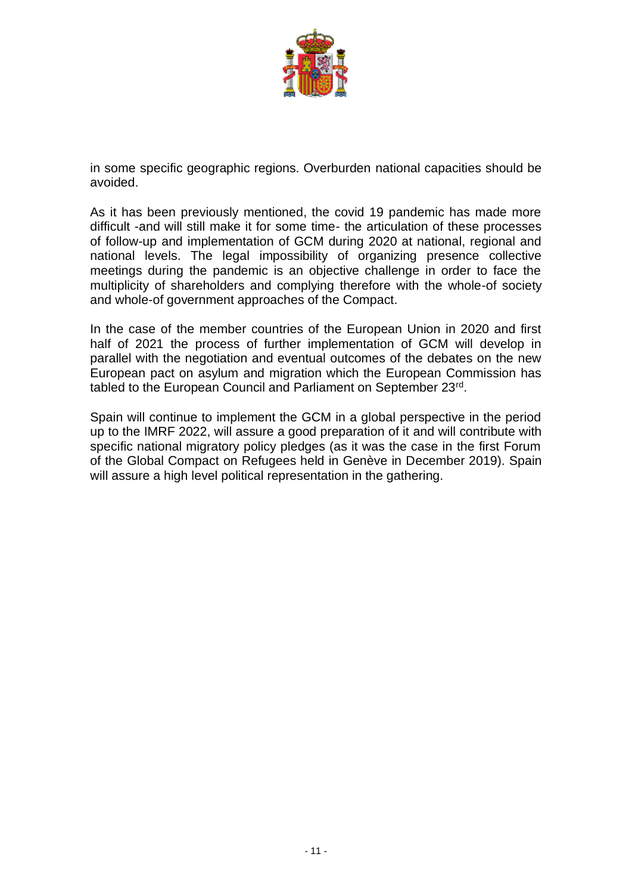in some specific geographic regions. Overburden national capacities should be avoided.

As it has been previously mentioned, the covid 19 pandemic has made more difficult -and will still make it for some time- the articulation of these processes of follow-up and implementation of GCM during 2020 at national, regional and national levels. The legal impossibility of organizing presence collective meetings during the pandemic is an objective challenge in order to face the multiplicity of shareholders and complying therefore with the whole-of society and whole-of government approaches of the Compact.

In the case of the member countries of the European Union in 2020 and first half of 2021 the process of further implementation of GCM will develop in parallel with the negotiation and eventual outcomes of the debates on the new European pact on asylum and migration which the European Commission has tabled to the European Council and Parliament on September 23rd.

Spain will continue to implement the GCM in a global perspective in the period up to the IMRF 2022, will assure a good preparation of it and will contribute with specific national migratory policy pledges (as it was the case in the first Forum of the Global Compact on Refugees held in Genève in December 2019). Spain will assure a high level political representation in the gathering.